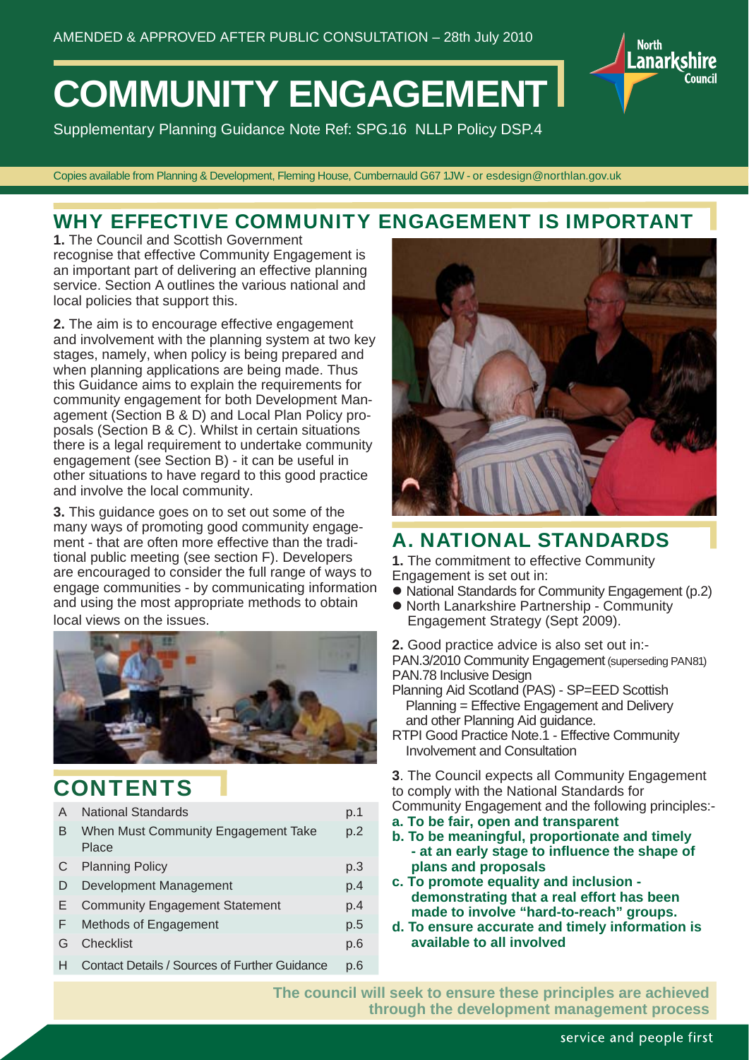AMENDED & APPROVED AFTER PUBLIC CONSULTATION – 28th July 2010

# COMMUNITY ENGAGEMENT

Supplementary Planning Guidance Note Ref: SPG.16 NLLP Policy DSP.4

Copies available from Planning & Development, Fleming House, Cumbernauld G67 1JW - or esdesign@northlan.gov.uk

## WHY EFFECTIVE COMMUNITY ENGAGEMENT IS IMPORTANT

**1.** The Council and Scottish Government recognise that effective Community Engagement is an important part of delivering an effective planning service. Section A outlines the various national and local policies that support this.

**2.** The aim is to encourage effective engagement and involvement with the planning system at two key stages, namely, when policy is being prepared and when planning applications are being made. Thus this Guidance aims to explain the requirements for community engagement for both Development Management (Section B & D) and Local Plan Policy proposals (Section B & C). Whilst in certain situations there is a legal requirement to undertake community engagement (see Section B) - it can be useful in other situations to have regard to this good practice and involve the local community.

**3.** This guidance goes on to set out some of the many ways of promoting good community engagement - that are often more effective than the traditional public meeting (see section F). Developers are encouraged to consider the full range of ways to engage communities - by communicating information and using the most appropriate methods to obtain local views on the issues.

## CONTENTS

| | | |
|---|---|---|
| A | National Standards | p.1 |
| B | When Must Community Engagement Take Place | p.2 |
| C | Planning Policy | p.3 |
| D | Development Management | p.4 |
| E | Community Engagement Statement | p.4 |
| F | Methods of Engagement | p.5 |
| G | Checklist | p.6 |
| H | Contact Details / Sources of Further Guidance | p.6 |

## A. NATIONAL STANDARDS

**1.** The commitment to effective Community Engagement is set out in:

- National Standards for Community Engagement (p.2)
- North Lanarkshire Partnership - Community Engagement Strategy (Sept 2009).

**2.** Good practice advice is also set out in:-

PAN.3/2010 Community Engagement (superseding PAN81)
PAN.78 Inclusive Design
Planning Aid Scotland (PAS) - SP=EED Scottish Planning = Effective Engagement and Delivery and other Planning Aid guidance.
RTPI Good Practice Note.1 - Effective Community Involvement and Consultation

**3**. The Council expects all Community Engagement to comply with the National Standards for Community Engagement and the following principles:-

**a. To be fair, open and transparent**
**b. To be meaningful, proportionate and timely - at an early stage to influence the shape of plans and proposals**
**c. To promote equality and inclusion - demonstrating that a real effort has been made to involve "hard-to-reach" groups.**
**d. To ensure accurate and timely information is available to all involved**

**The council will seek to ensure these principles are achieved through the development management process**

service and people first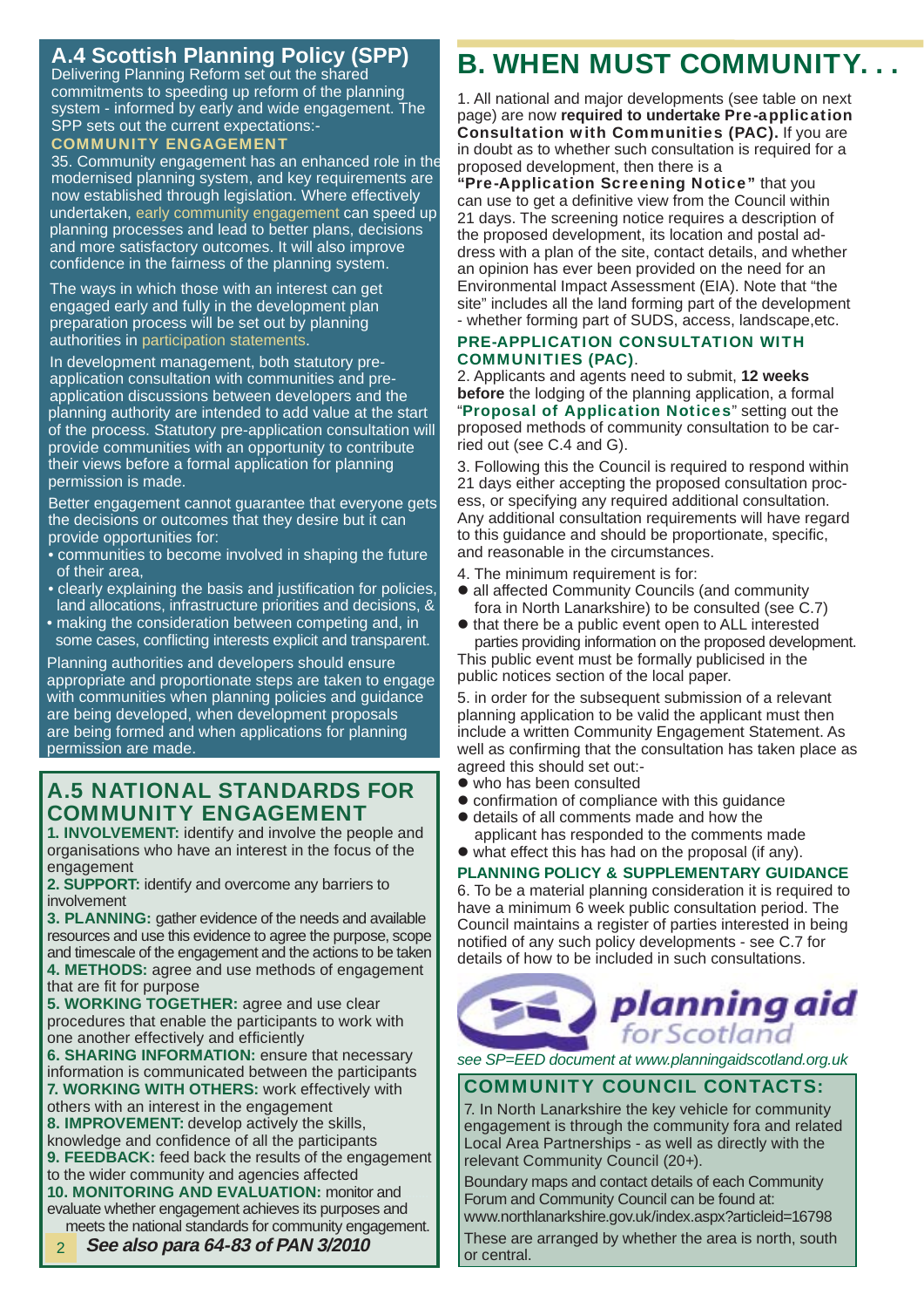## A.4 Scottish Planning Policy (SPP)

Delivering Planning Reform set out the shared commitments to speeding up reform of the planning system - informed by early and wide engagement. The SPP sets out the current expectations:-

### COMMUNITY ENGAGEMENT

35. Community engagement has an enhanced role in the modernised planning system, and key requirements are now established through legislation. Where effectively undertaken, early community engagement can speed up planning processes and lead to better plans, decisions and more satisfactory outcomes. It will also improve confidence in the fairness of the planning system.

The ways in which those with an interest can get engaged early and fully in the development plan preparation process will be set out by planning authorities in participation statements.

In development management, both statutory pre-application consultation with communities and pre-application discussions between developers and the planning authority are intended to add value at the start of the process. Statutory pre-application consultation will provide communities with an opportunity to contribute their views before a formal application for planning permission is made.

Better engagement cannot guarantee that everyone gets the decisions or outcomes that they desire but it can provide opportunities for:

- communities to become involved in shaping the future of their area,
- clearly explaining the basis and justification for policies, land allocations, infrastructure priorities and decisions, &
- making the consideration between competing and, in some cases, conflicting interests explicit and transparent.

Planning authorities and developers should ensure appropriate and proportionate steps are taken to engage with communities when planning policies and guidance are being developed, when development proposals are being formed and when applications for planning permission are made.

## A.5 NATIONAL STANDARDS FOR COMMUNITY ENGAGEMENT

**1. INVOLVEMENT:** identify and involve the people and organisations who have an interest in the focus of the engagement

**2. SUPPORT:** identify and overcome any barriers to involvement

**3. PLANNING:** gather evidence of the needs and available resources and use this evidence to agree the purpose, scope and timescale of the engagement and the actions to be taken

**4. METHODS:** agree and use methods of engagement that are fit for purpose

**5. WORKING TOGETHER:** agree and use clear procedures that enable the participants to work with one another effectively and efficiently

**6. SHARING INFORMATION:** ensure that necessary information is communicated between the participants

**7. WORKING WITH OTHERS:** work effectively with others with an interest in the engagement

**8. IMPROVEMENT:** develop actively the skills, knowledge and confidence of all the participants

**9. FEEDBACK:** feed back the results of the engagement to the wider community and agencies affected

**10. MONITORING AND EVALUATION:** monitor and evaluate whether engagement achieves its purposes and meets the national standards for community engagement.

***See also para 64-83 of PAN 3/2010***

# B. WHEN MUST COMMUNITY. . .

1. All national and major developments (see table on next page) are now **required to undertake Pre-application Consultation with Communities (PAC).** If you are in doubt as to whether such consultation is required for a proposed development, then there is a **"Pre-Application Screening Notice"** that you can use to get a definitive view from the Council within 21 days. The screening notice requires a description of the proposed development, its location and postal address with a plan of the site, contact details, and whether an opinion has ever been provided on the need for an Environmental Impact Assessment (EIA). Note that "the site" includes all the land forming part of the development - whether forming part of SUDS, access, landscape,etc.

### PRE-APPLICATION CONSULTATION WITH COMMUNITIES (PAC).

2. Applicants and agents need to submit, **12 weeks before** the lodging of the planning application, a formal "**Proposal of Application Notices**" setting out the proposed methods of community consultation to be carried out (see C.4 and G).

3. Following this the Council is required to respond within 21 days either accepting the proposed consultation process, or specifying any required additional consultation. Any additional consultation requirements will have regard to this guidance and should be proportionate, specific, and reasonable in the circumstances.

4. The minimum requirement is for:

- all affected Community Councils (and community fora in North Lanarkshire) to be consulted (see C.7)
- that there be a public event open to ALL interested parties providing information on the proposed development.

This public event must be formally publicised in the public notices section of the local paper.

5. in order for the subsequent submission of a relevant planning application to be valid the applicant must then include a written Community Engagement Statement. As well as confirming that the consultation has taken place as agreed this should set out:-

- who has been consulted
- confirmation of compliance with this guidance
- details of all comments made and how the applicant has responded to the comments made
- what effect this has had on the proposal (if any).

### PLANNING POLICY & SUPPLEMENTARY GUIDANCE

6. To be a material planning consideration it is required to have a minimum 6 week public consultation period. The Council maintains a register of parties interested in being notified of any such policy developments - see C.7 for details of how to be included in such consultations.

planning aid for Scotland

*see SP=EED document at www.planningaidscotland.org.uk*

### COMMUNITY COUNCIL CONTACTS:

7. In North Lanarkshire the key vehicle for community engagement is through the community fora and related Local Area Partnerships - as well as directly with the relevant Community Council (20+).

Boundary maps and contact details of each Community Forum and Community Council can be found at: www.northlanarkshire.gov.uk/index.aspx?articleid=16798

These are arranged by whether the area is north, south or central.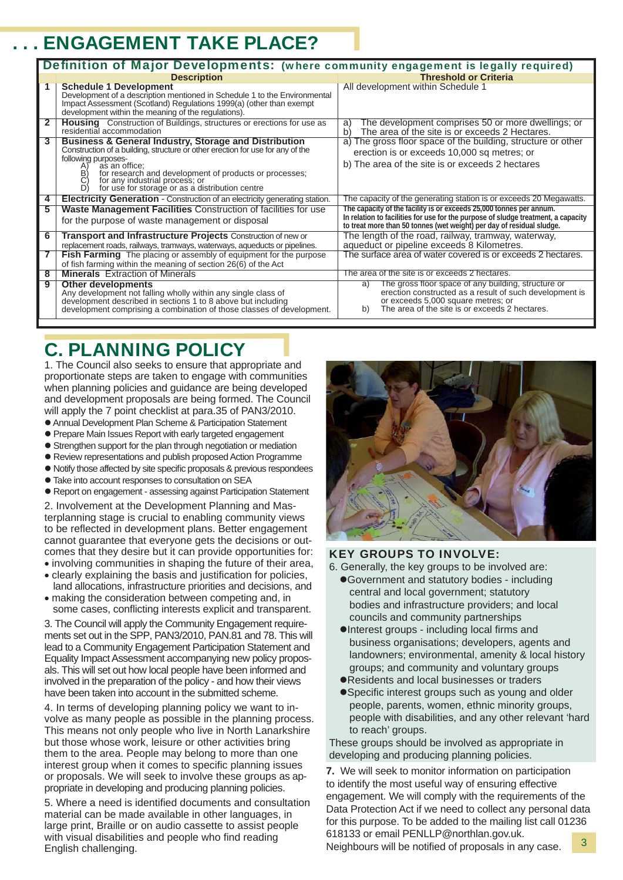## . . . ENGAGEMENT TAKE PLACE?

**Definition of Major Developments: (where community engagement is legally required)**

| | Description | Threshold or Criteria |
|---|---|---|
| 1 | **Schedule 1 Development** Development of a description mentioned in Schedule 1 to the Environmental Impact Assessment (Scotland) Regulations 1999(a) (other than exempt development within the meaning of the regulations). | All development within Schedule 1 |
| 2 | **Housing** Construction of Buildings, structures or erections for use as residential accommodation | a) The development comprises 50 or more dwellings; or b) The area of the site is or exceeds 2 Hectares. |
| 3 | **Business & General Industry, Storage and Distribution** Construction of a building, structure or other erection for use for any of the following purposes- A) as an office; B) for research and development of products or processes; C) for any industrial process; or D) for use for storage or as a distribution centre | a) The gross floor space of the building, structure or other erection is or exceeds 10,000 sq metres; or b) The area of the site is or exceeds 2 hectares |
| 4 | **Electricity Generation** - Construction of an electricity generating station. | The capacity of the generating station is or exceeds 20 Megawatts. |
| 5 | **Waste Management Facilities** Construction of facilities for use for the purpose of waste management or disposal | The capacity of the facility is or exceeds 25,000 tonnes per annum. In relation to facilities for use for the purpose of sludge treatment, a capacity to treat more than 50 tonnes (wet weight) per day of residual sludge. |
| 6 | **Transport and Infrastructure Projects** Construction of new or replacement roads, railways, tramways, waterways, aqueducts or pipelines. | The length of the road, railway, tramway, waterway, aqueduct or pipeline exceeds 8 Kilometres. |
| 7 | **Fish Farming** The placing or assembly of equipment for the purpose of fish farming within the meaning of section 26(6) of the Act | The surface area of water covered is or exceeds 2 hectares. |
| 8 | **Minerals** Extraction of Minerals | The area of the site is or exceeds 2 hectares. |
| 9 | **Other developments** Any development not falling wholly within any single class of development described in sections 1 to 8 above but including development comprising a combination of those classes of development. | a) The gross floor space of any building, structure or erection constructed as a result of such development is or exceeds 5,000 square metres; or b) The area of the site is or exceeds 2 hectares. |

## C. PLANNING POLICY

1. The Council also seeks to ensure that appropriate and proportionate steps are taken to engage with communities when planning policies and guidance are being developed and development proposals are being formed. The Council will apply the 7 point checklist at para.35 of PAN3/2010.

- Annual Development Plan Scheme & Participation Statement
- Prepare Main Issues Report with early targeted engagement
- Strengthen support for the plan through negotiation or mediation
- Review representations and publish proposed Action Programme
- Notify those affected by site specific proposals & previous respondees
- Take into account responses to consultation on SEA
- Report on engagement - assessing against Participation Statement

2. Involvement at the Development Planning and Masterplanning stage is crucial to enabling community views to be reflected in development plans. Better engagement cannot guarantee that everyone gets the decisions or outcomes that they desire but it can provide opportunities for:

- involving communities in shaping the future of their area,
- clearly explaining the basis and justification for policies, land allocations, infrastructure priorities and decisions, and
- making the consideration between competing and, in some cases, conflicting interests explicit and transparent.

3. The Council will apply the Community Engagement requirements set out in the SPP, PAN3/2010, PAN.81 and 78. This will lead to a Community Engagement Participation Statement and Equality Impact Assessment accompanying new policy proposals. This will set out how local people have been informed and involved in the preparation of the policy - and how their views have been taken into account in the submitted scheme.

4. In terms of developing planning policy we want to involve as many people as possible in the planning process. This means not only people who live in North Lanarkshire but those whose work, leisure or other activities bring them to the area. People may belong to more than one interest group when it comes to specific planning issues or proposals. We will seek to involve these groups as appropriate in developing and producing planning policies.

5. Where a need is identified documents and consultation material can be made available in other languages, in large print, Braille or on audio cassette to assist people with visual disabilities and people who find reading English challenging.

### KEY GROUPS TO INVOLVE:

6. Generally, the key groups to be involved are:

- Government and statutory bodies - including central and local government; statutory bodies and infrastructure providers; and local councils and community partnerships
- Interest groups - including local firms and business organisations; developers, agents and landowners; environmental, amenity & local history groups; and community and voluntary groups
- Residents and local businesses or traders
- Specific interest groups such as young and older people, parents, women, ethnic minority groups, people with disabilities, and any other relevant 'hard to reach' groups.

These groups should be involved as appropriate in developing and producing planning policies.

**7.** We will seek to monitor information on participation to identify the most useful way of ensuring effective engagement. We will comply with the requirements of the Data Protection Act if we need to collect any personal data for this purpose. To be added to the mailing list call 01236 618133 or email PENLLP@northlan.gov.uk. Neighbours will be notified of proposals in any case.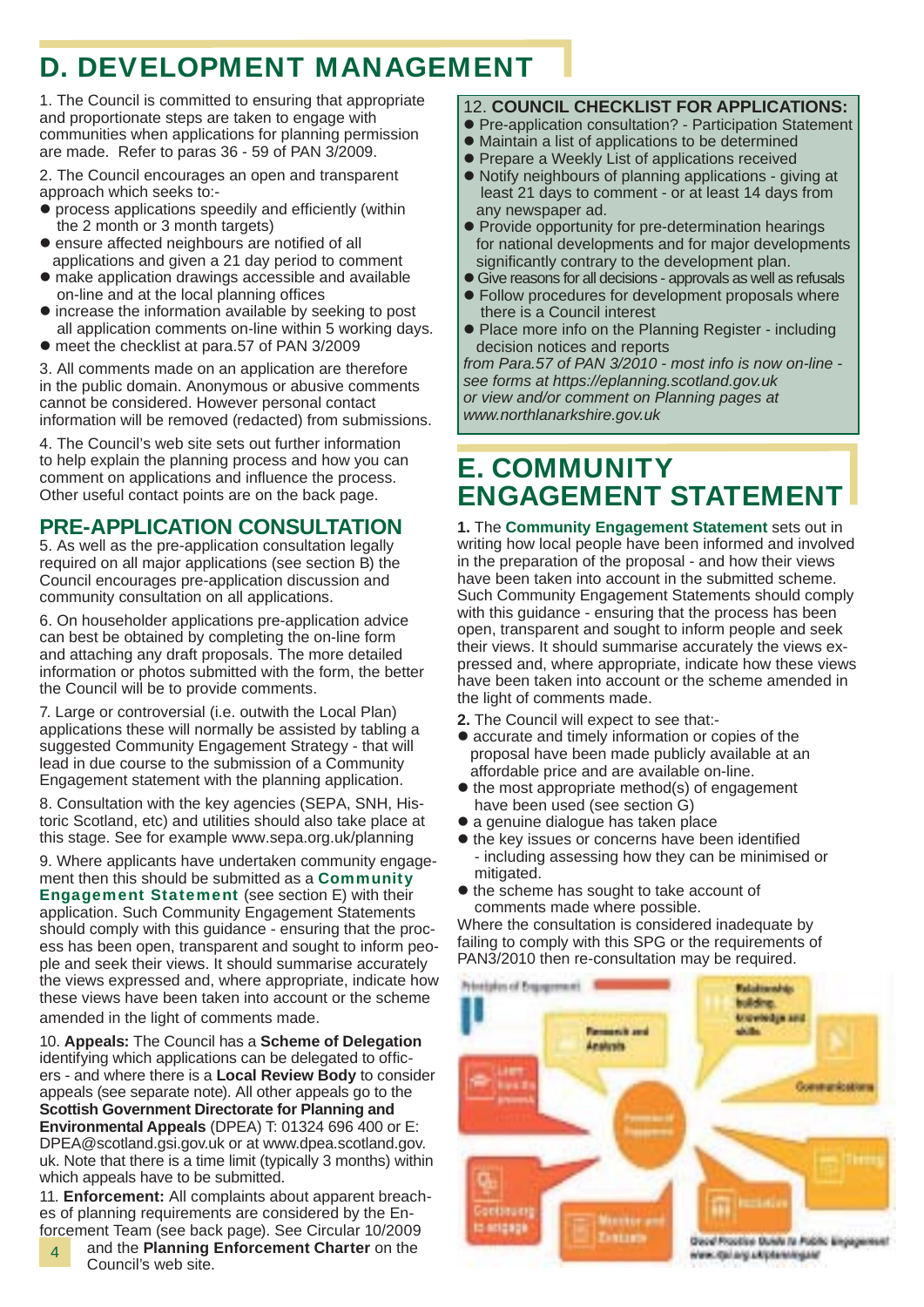# D. DEVELOPMENT MANAGEMENT

1. The Council is committed to ensuring that appropriate and proportionate steps are taken to engage with communities when applications for planning permission are made. Refer to paras 36 - 59 of PAN 3/2009.

2. The Council encourages an open and transparent approach which seeks to:-

- process applications speedily and efficiently (within the 2 month or 3 month targets)
- ensure affected neighbours are notified of all applications and given a 21 day period to comment
- make application drawings accessible and available on-line and at the local planning offices
- increase the information available by seeking to post all application comments on-line within 5 working days.
- meet the checklist at para.57 of PAN 3/2009

3. All comments made on an application are therefore in the public domain. Anonymous or abusive comments cannot be considered. However personal contact information will be removed (redacted) from submissions.

4. The Council's web site sets out further information to help explain the planning process and how you can comment on applications and influence the process. Other useful contact points are on the back page.

## PRE-APPLICATION CONSULTATION

5. As well as the pre-application consultation legally required on all major applications (see section B) the Council encourages pre-application discussion and community consultation on all applications.

6. On householder applications pre-application advice can best be obtained by completing the on-line form and attaching any draft proposals. The more detailed information or photos submitted with the form, the better the Council will be to provide comments.

7. Large or controversial (i.e. outwith the Local Plan) applications these will normally be assisted by tabling a suggested Community Engagement Strategy - that will lead in due course to the submission of a Community Engagement statement with the planning application.

8. Consultation with the key agencies (SEPA, SNH, Historic Scotland, etc) and utilities should also take place at this stage. See for example www.sepa.org.uk/planning

9. Where applicants have undertaken community engagement then this should be submitted as a **Community Engagement Statement** (see section E) with their application. Such Community Engagement Statements should comply with this guidance - ensuring that the process has been open, transparent and sought to inform people and seek their views. It should summarise accurately the views expressed and, where appropriate, indicate how these views have been taken into account or the scheme amended in the light of comments made.

10. **Appeals:** The Council has a **Scheme of Delegation** identifying which applications can be delegated to officers - and where there is a **Local Review Body** to consider appeals (see separate note). All other appeals go to the **Scottish Government Directorate for Planning and Environmental Appeals** (DPEA) T: 01324 696 400 or E: DPEA@scotland.gsi.gov.uk or at www.dpea.scotland.gov.uk. Note that there is a time limit (typically 3 months) within which appeals have to be submitted.

11. **Enforcement:** All complaints about apparent breaches of planning requirements are considered by the Enforcement Team (see back page). See Circular 10/2009 and the **Planning Enforcement Charter** on the Council's web site.

12. **COUNCIL CHECKLIST FOR APPLICATIONS:**

- Pre-application consultation? - Participation Statement
- Maintain a list of applications to be determined
- Prepare a Weekly List of applications received
- Notify neighbours of planning applications - giving at least 21 days to comment - or at least 14 days from any newspaper ad.
- Provide opportunity for pre-determination hearings for national developments and for major developments significantly contrary to the development plan.
- Give reasons for all decisions - approvals as well as refusals
- Follow procedures for development proposals where there is a Council interest
- Place more info on the Planning Register - including decision notices and reports

*from Para.57 of PAN 3/2010 - most info is now on-line - see forms at https://eplanning.scotland.gov.uk or view and/or comment on Planning pages at www.northlanarkshire.gov.uk*

# E. COMMUNITY ENGAGEMENT STATEMENT

**1.** The **Community Engagement Statement** sets out in writing how local people have been informed and involved in the preparation of the proposal - and how their views have been taken into account in the submitted scheme. Such Community Engagement Statements should comply with this guidance - ensuring that the process has been open, transparent and sought to inform people and seek their views. It should summarise accurately the views expressed and, where appropriate, indicate how these views have been taken into account or the scheme amended in the light of comments made.

**2.** The Council will expect to see that:-

- accurate and timely information or copies of the proposal have been made publicly available at an affordable price and are available on-line.
- the most appropriate method(s) of engagement have been used (see section G)
- a genuine dialogue has taken place
- the key issues or concerns have been identified - including assessing how they can be minimised or mitigated.
- the scheme has sought to take account of comments made where possible.

Where the consultation is considered inadequate by failing to comply with this SPG or the requirements of PAN3/2010 then re-consultation may be required.

Good Practice Guide to Public Engagement
www.rtpi.org.uk/planningaid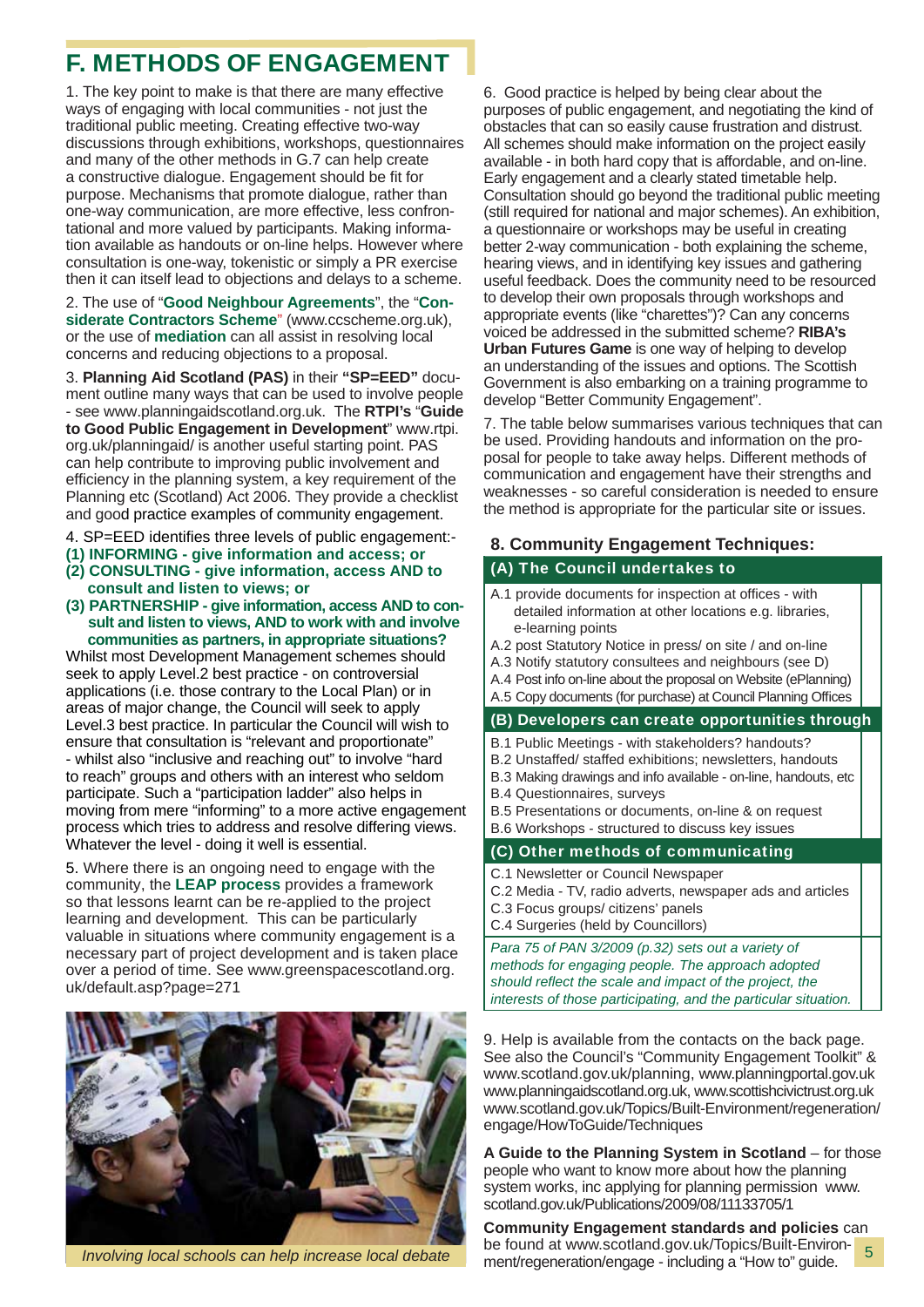# F. METHODS OF ENGAGEMENT

1. The key point to make is that there are many effective ways of engaging with local communities - not just the traditional public meeting. Creating effective two-way discussions through exhibitions, workshops, questionnaires and many of the other methods in G.7 can help create a constructive dialogue. Engagement should be fit for purpose. Mechanisms that promote dialogue, rather than one-way communication, are more effective, less confrontational and more valued by participants. Making information available as handouts or on-line helps. However where consultation is one-way, tokenistic or simply a PR exercise then it can itself lead to objections and delays to a scheme.

2. The use of "**Good Neighbour Agreements**", the "**Considerate Contractors Scheme**" (www.ccscheme.org.uk), or the use of **mediation** can all assist in resolving local concerns and reducing objections to a proposal.

3. **Planning Aid Scotland (PAS)** in their **"SP=EED"** document outline many ways that can be used to involve people - see www.planningaidscotland.org.uk. The **RTPI's** "**Guide to Good Public Engagement in Development**" www.rtpi.org.uk/planningaid/ is another useful starting point. PAS can help contribute to improving public involvement and efficiency in the planning system, a key requirement of the Planning etc (Scotland) Act 2006. They provide a checklist and good practice examples of community engagement.

4. SP=EED identifies three levels of public engagement:-

**(1) INFORMING - give information and access; or**
**(2) CONSULTING - give information, access AND to consult and listen to views; or**
**(3) PARTNERSHIP - give information, access AND to consult and listen to views, AND to work with and involve communities as partners, in appropriate situations?**

Whilst most Development Management schemes should seek to apply Level.2 best practice - on controversial applications (i.e. those contrary to the Local Plan) or in areas of major change, the Council will seek to apply Level.3 best practice. In particular the Council will wish to ensure that consultation is "relevant and proportionate" - whilst also "inclusive and reaching out" to involve "hard to reach" groups and others with an interest who seldom participate. Such a "participation ladder" also helps in moving from mere "informing" to a more active engagement process which tries to address and resolve differing views. Whatever the level - doing it well is essential.

5. Where there is an ongoing need to engage with the community, the **LEAP process** provides a framework so that lessons learnt can be re-applied to the project learning and development. This can be particularly valuable in situations where community engagement is a necessary part of project development and is taken place over a period of time. See www.greenspacescotland.org.uk/default.asp?page=271

*Involving local schools can help increase local debate*

6. Good practice is helped by being clear about the purposes of public engagement, and negotiating the kind of obstacles that can so easily cause frustration and distrust. All schemes should make information on the project easily available - in both hard copy that is affordable, and on-line. Early engagement and a clearly stated timetable help. Consultation should go beyond the traditional public meeting (still required for national and major schemes). An exhibition, a questionnaire or workshops may be useful in creating better 2-way communication - both explaining the scheme, hearing views, and in identifying key issues and gathering useful feedback. Does the community need to be resourced to develop their own proposals through workshops and appropriate events (like "charettes")? Can any concerns voiced be addressed in the submitted scheme? **RIBA's Urban Futures Game** is one way of helping to develop an understanding of the issues and options. The Scottish Government is also embarking on a training programme to develop "Better Community Engagement".

7. The table below summarises various techniques that can be used. Providing handouts and information on the proposal for people to take away helps. Different methods of communication and engagement have their strengths and weaknesses - so careful consideration is needed to ensure the method is appropriate for the particular site or issues.

### 8. Community Engagement Techniques:

| (A) The Council undertakes to | |
|---|---|
| A.1 provide documents for inspection at offices - with detailed information at other locations e.g. libraries, e-learning points | |
| A.2 post Statutory Notice in press/ on site / and on-line | |
| A.3 Notify statutory consultees and neighbours (see D) | |
| A.4 Post info on-line about the proposal on Website (ePlanning) | |
| A.5 Copy documents (for purchase) at Council Planning Offices | |
| **(B) Developers can create opportunities through** | |
| B.1 Public Meetings - with stakeholders? handouts? | |
| B.2 Unstaffed/ staffed exhibitions; newsletters, handouts | |
| B.3 Making drawings and info available - on-line, handouts, etc | |
| B.4 Questionnaires, surveys | |
| B.5 Presentations or documents, on-line & on request | |
| B.6 Workshops - structured to discuss key issues | |
| **(C) Other methods of communicating** | |
| C.1 Newsletter or Council Newspaper | |
| C.2 Media - TV, radio adverts, newspaper ads and articles | |
| C.3 Focus groups/ citizens' panels | |
| C.4 Surgeries (held by Councillors) | |
| *Para 75 of PAN 3/2009 (p.32) sets out a variety of methods for engaging people. The approach adopted should reflect the scale and impact of the project, the interests of those participating, and the particular situation.* | |

9. Help is available from the contacts on the back page. See also the Council's "Community Engagement Toolkit" & www.scotland.gov.uk/planning, www.planningportal.gov.uk www.planningaidscotland.org.uk, www.scottishcivictrust.org.uk www.scotland.gov.uk/Topics/Built-Environment/regeneration/engage/HowToGuide/Techniques

**A Guide to the Planning System in Scotland** – for those people who want to know more about how the planning system works, inc applying for planning permission www.scotland.gov.uk/Publications/2009/08/11133705/1

**Community Engagement standards and policies** can be found at www.scotland.gov.uk/Topics/Built-Environment/regeneration/engage - including a "How to" guide.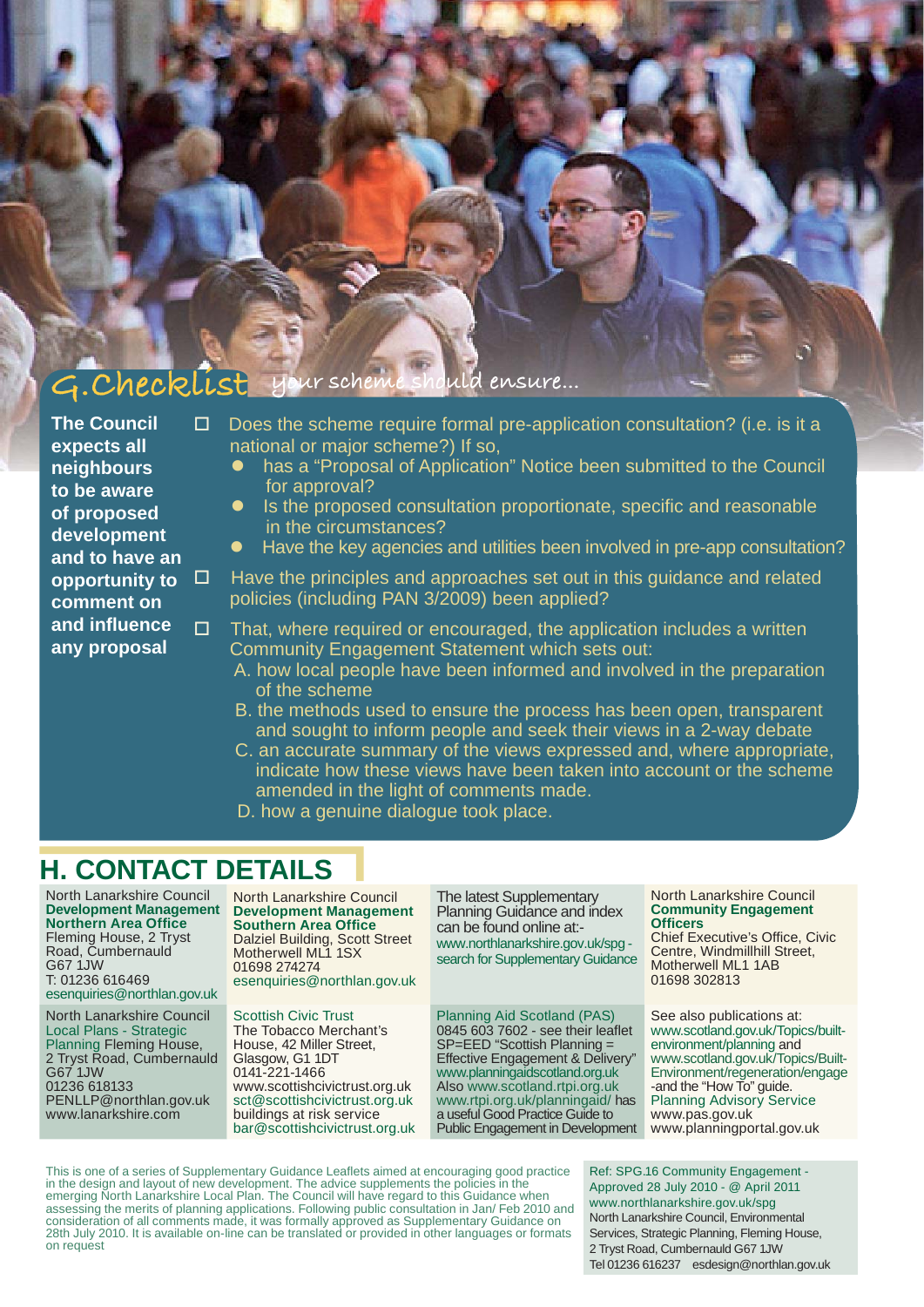## G. Checklist *your scheme should ensure...*

**The Council expects all neighbours to be aware of proposed development and to have an opportunity to comment on and influence any proposal**

- ☐ Does the scheme require formal pre-application consultation? (i.e. is it a national or major scheme?) If so,
  - has a “Proposal of Application” Notice been submitted to the Council for approval?
  - Is the proposed consultation proportionate, specific and reasonable in the circumstances?
  - Have the key agencies and utilities been involved in pre-app consultation?
- ☐ Have the principles and approaches set out in this guidance and related policies (including PAN 3/2009) been applied?
- ☐ That, where required or encouraged, the application includes a written Community Engagement Statement which sets out:
  - A. how local people have been informed and involved in the preparation of the scheme
  - B. the methods used to ensure the process has been open, transparent and sought to inform people and seek their views in a 2-way debate
  - C. an accurate summary of the views expressed and, where appropriate, indicate how these views have been taken into account or the scheme amended in the light of comments made.
  - D. how a genuine dialogue took place.

## H. CONTACT DETAILS

| | | | |
|---|---|---|---|
| North Lanarkshire Council **Development Management Northern Area Office** Fleming House, 2 Tryst Road, Cumbernauld G67 1JW T: 01236 616469 esenquiries@northlan.gov.uk | North Lanarkshire Council **Development Management Southern Area Office** Dalziel Building, Scott Street Motherwell ML1 1SX 01698 274274 esenquiries@northlan.gov.uk | The latest Supplementary Planning Guidance and index can be found online at:- www.northlanarkshire.gov.uk/spg - search for Supplementary Guidance | North Lanarkshire Council **Community Engagement Officers** Chief Executive’s Office, Civic Centre, Windmillhill Street, Motherwell ML1 1AB 01698 302813 |
| North Lanarkshire Council Local Plans - Strategic Planning Fleming House, 2 Tryst Road, Cumbernauld G67 1JW 01236 618133 PENLLP@northlan.gov.uk www.lanarkshire.com | Scottish Civic Trust The Tobacco Merchant’s House, 42 Miller Street, Glasgow, G1 1DT 0141-221-1466 www.scottishcivictrust.org.uk sct@scottishcivictrust.org.uk buildings at risk service bar@scottishcivictrust.org.uk | Planning Aid Scotland (PAS) 0845 603 7602 - see their leaflet SP=EED “Scottish Planning = Effective Engagement & Delivery” www.planningaidscotland.org.uk Also www.scotland.rtpi.org.uk www.rtpi.org.uk/planningaid/ has a useful Good Practice Guide to Public Engagement in Development | See also publications at: www.scotland.gov.uk/Topics/built-environment/planning and www.scotland.gov.uk/Topics/Built-Environment/regeneration/engage -and the “How To” guide. Planning Advisory Service www.pas.gov.uk www.planningportal.gov.uk |

This is one of a series of Supplementary Guidance Leaflets aimed at encouraging good practice in the design and layout of new development. The advice supplements the policies in the emerging North Lanarkshire Local Plan. The Council will have regard to this Guidance when assessing the merits of planning applications. Following public consultation in Jan/ Feb 2010 and consideration of all comments made, it was formally approved as Supplementary Guidance on 28th July 2010. It is available on-line can be translated or provided in other languages or formats on request

Ref: SPG.16 Community Engagement - Approved 28 July 2010 - @ April 2011
www.northlanarkshire.gov.uk/spg
North Lanarkshire Council, Environmental Services, Strategic Planning, Fleming House, 2 Tryst Road, Cumbernauld G67 1JW
Tel 01236 616237 esdesign@northlan.gov.uk